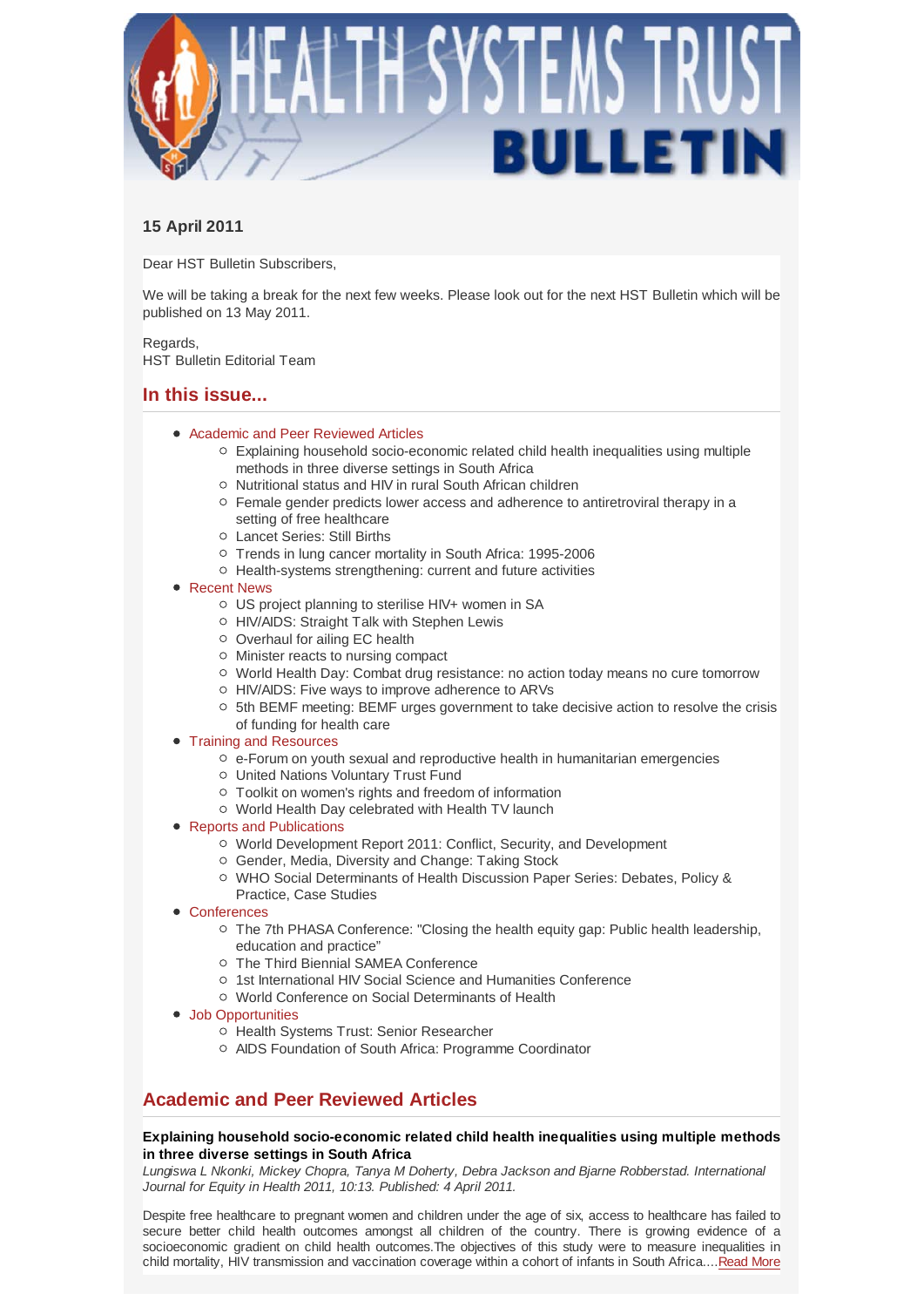# HEALTH SYSTEMS TRUST BULLETIN

### 15 April 2011

Dear HST Bulletin Subscribers,

We will be taking a break for the next few weeks. Please look out for the next HST Bulletin which will be published on 13 May 2011.

Regards,
HST Bulletin Editorial Team

## In this issue...

- Academic and Peer Reviewed Articles
  - Explaining household socio-economic related child health inequalities using multiple methods in three diverse settings in South Africa
  - Nutritional status and HIV in rural South African children
  - Female gender predicts lower access and adherence to antiretroviral therapy in a setting of free healthcare
  - Lancet Series: Still Births
  - Trends in lung cancer mortality in South Africa: 1995-2006
  - Health-systems strengthening: current and future activities
- Recent News
  - US project planning to sterilise HIV+ women in SA
  - HIV/AIDS: Straight Talk with Stephen Lewis
  - Overhaul for ailing EC health
  - Minister reacts to nursing compact
  - World Health Day: Combat drug resistance: no action today means no cure tomorrow
  - HIV/AIDS: Five ways to improve adherence to ARVs
  - 5th BEMF meeting: BEMF urges government to take decisive action to resolve the crisis of funding for health care
- Training and Resources
  - e-Forum on youth sexual and reproductive health in humanitarian emergencies
  - United Nations Voluntary Trust Fund
  - Toolkit on women's rights and freedom of information
  - World Health Day celebrated with Health TV launch
- Reports and Publications
  - World Development Report 2011: Conflict, Security, and Development
  - Gender, Media, Diversity and Change: Taking Stock
  - WHO Social Determinants of Health Discussion Paper Series: Debates, Policy & Practice, Case Studies
- Conferences
  - The 7th PHASA Conference: "Closing the health equity gap: Public health leadership, education and practice"
  - The Third Biennial SAMEA Conference
  - 1st International HIV Social Science and Humanities Conference
  - World Conference on Social Determinants of Health
- Job Opportunities
  - Health Systems Trust: Senior Researcher
  - AIDS Foundation of South Africa: Programme Coordinator

## Academic and Peer Reviewed Articles

**Explaining household socio-economic related child health inequalities using multiple methods in three diverse settings in South Africa**
*Lungiswa L Nkonki, Mickey Chopra, Tanya M Doherty, Debra Jackson and Bjarne Robberstad. International Journal for Equity in Health 2011, 10:13. Published: 4 April 2011.*

Despite free healthcare to pregnant women and children under the age of six, access to healthcare has failed to secure better child health outcomes amongst all children of the country. There is growing evidence of a socioeconomic gradient on child health outcomes.The objectives of this study were to measure inequalities in child mortality, HIV transmission and vaccination coverage within a cohort of infants in South Africa....Read More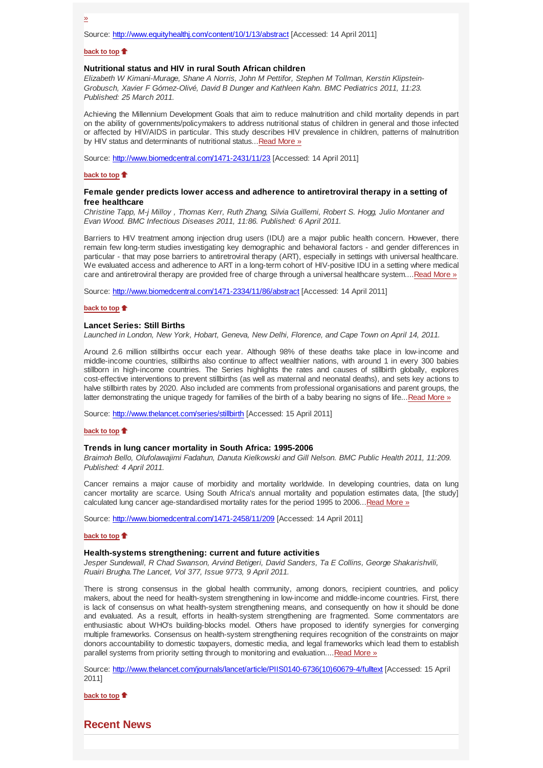»

Source: http://www.equityhealthj.com/content/10/1/13/abstract [Accessed: 14 April 2011]

**back to top**

### Nutritional status and HIV in rural South African children

*Elizabeth W Kimani-Murage, Shane A Norris, John M Pettifor, Stephen M Tollman, Kerstin Klipstein-Grobusch, Xavier F Gómez-Olivé, David B Dunger and Kathleen Kahn. BMC Pediatrics 2011, 11:23. Published: 25 March 2011.*

Achieving the Millennium Development Goals that aim to reduce malnutrition and child mortality depends in part on the ability of governments/policymakers to address nutritional status of children in general and those infected or affected by HIV/AIDS in particular. This study describes HIV prevalence in children, patterns of malnutrition by HIV status and determinants of nutritional status...Read More »

Source: http://www.biomedcentral.com/1471-2431/11/23 [Accessed: 14 April 2011]

**back to top**

### Female gender predicts lower access and adherence to antiretroviral therapy in a setting of free healthcare

*Christine Tapp, M-j Milloy , Thomas Kerr, Ruth Zhang, Silvia Guillemi, Robert S. Hogg, Julio Montaner and Evan Wood. BMC Infectious Diseases 2011, 11:86. Published: 6 April 2011.*

Barriers to HIV treatment among injection drug users (IDU) are a major public health concern. However, there remain few long-term studies investigating key demographic and behavioral factors - and gender differences in particular - that may pose barriers to antiretroviral therapy (ART), especially in settings with universal healthcare. We evaluated access and adherence to ART in a long-term cohort of HIV-positive IDU in a setting where medical care and antiretroviral therapy are provided free of charge through a universal healthcare system....Read More »

Source: http://www.biomedcentral.com/1471-2334/11/86/abstract [Accessed: 14 April 2011]

**back to top**

### Lancet Series: Still Births

*Launched in London, New York, Hobart, Geneva, New Delhi, Florence, and Cape Town on April 14, 2011.*

Around 2.6 million stillbirths occur each year. Although 98% of these deaths take place in low-income and middle-income countries, stillbirths also continue to affect wealthier nations, with around 1 in every 300 babies stillborn in high-income countries. The Series highlights the rates and causes of stillbirth globally, explores cost-effective interventions to prevent stillbirths (as well as maternal and neonatal deaths), and sets key actions to halve stillbirth rates by 2020. Also included are comments from professional organisations and parent groups, the latter demonstrating the unique tragedy for families of the birth of a baby bearing no signs of life...Read More »

Source: http://www.thelancet.com/series/stillbirth [Accessed: 15 April 2011]

**back to top**

### Trends in lung cancer mortality in South Africa: 1995-2006

*Braimoh Bello, Olufolawajimi Fadahun, Danuta Kielkowski and Gill Nelson. BMC Public Health 2011, 11:209. Published: 4 April 2011.*

Cancer remains a major cause of morbidity and mortality worldwide. In developing countries, data on lung cancer mortality are scarce. Using South Africa's annual mortality and population estimates data, [the study] calculated lung cancer age-standardised mortality rates for the period 1995 to 2006...Read More »

Source: http://www.biomedcentral.com/1471-2458/11/209 [Accessed: 14 April 2011]

**back to top**

### Health-systems strengthening: current and future activities

*Jesper Sundewall, R Chad Swanson, Arvind Betigeri, David Sanders, Ta E Collins, George Shakarishvili, Ruairi Brugha.The Lancet, Vol 377, Issue 9773, 9 April 2011.*

There is strong consensus in the global health community, among donors, recipient countries, and policy makers, about the need for health-system strengthening in low-income and middle-income countries. First, there is lack of consensus on what health-system strengthening means, and consequently on how it should be done and evaluated. As a result, efforts in health-system strengthening are fragmented. Some commentators are enthusiastic about WHO's building-blocks model. Others have proposed to identify synergies for converging multiple frameworks. Consensus on health-system strengthening requires recognition of the constraints on major donors accountability to domestic taxpayers, domestic media, and legal frameworks which lead them to establish parallel systems from priority setting through to monitoring and evaluation....Read More »

Source: http://www.thelancet.com/journals/lancet/article/PIIS0140-6736(10)60679-4/fulltext [Accessed: 15 April 2011]

**back to top**

## Recent News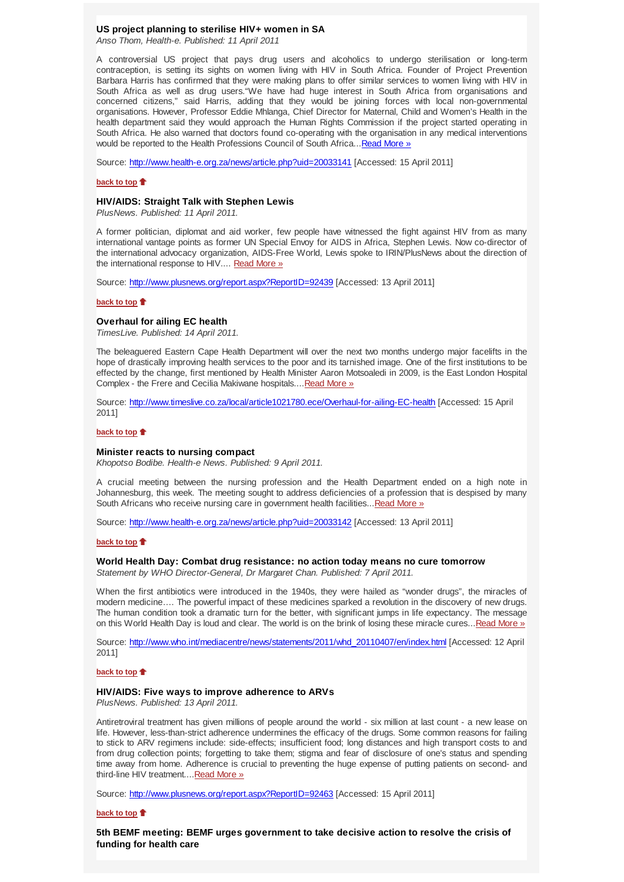### US project planning to sterilise HIV+ women in SA

*Anso Thom, Health-e. Published: 11 April 2011*

A controversial US project that pays drug users and alcoholics to undergo sterilisation or long-term contraception, is setting its sights on women living with HIV in South Africa. Founder of Project Prevention Barbara Harris has confirmed that they were making plans to offer similar services to women living with HIV in South Africa as well as drug users."We have had huge interest in South Africa from organisations and concerned citizens," said Harris, adding that they would be joining forces with local non-governmental organisations. However, Professor Eddie Mhlanga, Chief Director for Maternal, Child and Women's Health in the health department said they would approach the Human Rights Commission if the project started operating in South Africa. He also warned that doctors found co-operating with the organisation in any medical interventions would be reported to the Health Professions Council of South Africa...Read More »

Source: http://www.health-e.org.za/news/article.php?uid=20033141 [Accessed: 15 April 2011]

**back to top**

### HIV/AIDS: Straight Talk with Stephen Lewis

*PlusNews. Published: 11 April 2011.*

A former politician, diplomat and aid worker, few people have witnessed the fight against HIV from as many international vantage points as former UN Special Envoy for AIDS in Africa, Stephen Lewis. Now co-director of the international advocacy organization, AIDS-Free World, Lewis spoke to IRIN/PlusNews about the direction of the international response to HIV.... Read More »

Source: http://www.plusnews.org/report.aspx?ReportID=92439 [Accessed: 13 April 2011]

**back to top**

### Overhaul for ailing EC health

*TimesLive. Published: 14 April 2011.*

The beleaguered Eastern Cape Health Department will over the next two months undergo major facelifts in the hope of drastically improving health services to the poor and its tarnished image. One of the first institutions to be effected by the change, first mentioned by Health Minister Aaron Motsoaledi in 2009, is the East London Hospital Complex - the Frere and Cecilia Makiwane hospitals....Read More »

Source: http://www.timeslive.co.za/local/article1021780.ece/Overhaul-for-ailing-EC-health [Accessed: 15 April 2011]

**back to top**

### Minister reacts to nursing compact

*Khopotso Bodibe. Health-e News. Published: 9 April 2011.*

A crucial meeting between the nursing profession and the Health Department ended on a high note in Johannesburg, this week. The meeting sought to address deficiencies of a profession that is despised by many South Africans who receive nursing care in government health facilities...Read More »

Source: http://www.health-e.org.za/news/article.php?uid=20033142 [Accessed: 13 April 2011]

**back to top**

### World Health Day: Combat drug resistance: no action today means no cure tomorrow

*Statement by WHO Director-General, Dr Margaret Chan. Published: 7 April 2011.*

When the first antibiotics were introduced in the 1940s, they were hailed as "wonder drugs", the miracles of modern medicine…. The powerful impact of these medicines sparked a revolution in the discovery of new drugs. The human condition took a dramatic turn for the better, with significant jumps in life expectancy. The message on this World Health Day is loud and clear. The world is on the brink of losing these miracle cures...Read More »

Source: http://www.who.int/mediacentre/news/statements/2011/whd_20110407/en/index.html [Accessed: 12 April 2011]

**back to top**

### HIV/AIDS: Five ways to improve adherence to ARVs

*PlusNews. Published: 13 April 2011.*

Antiretroviral treatment has given millions of people around the world - six million at last count - a new lease on life. However, less-than-strict adherence undermines the efficacy of the drugs. Some common reasons for failing to stick to ARV regimens include: side-effects; insufficient food; long distances and high transport costs to and from drug collection points; forgetting to take them; stigma and fear of disclosure of one's status and spending time away from home. Adherence is crucial to preventing the huge expense of putting patients on second- and third-line HIV treatment....Read More »

Source: http://www.plusnews.org/report.aspx?ReportID=92463 [Accessed: 15 April 2011]

**back to top**

### 5th BEMF meeting: BEMF urges government to take decisive action to resolve the crisis of funding for health care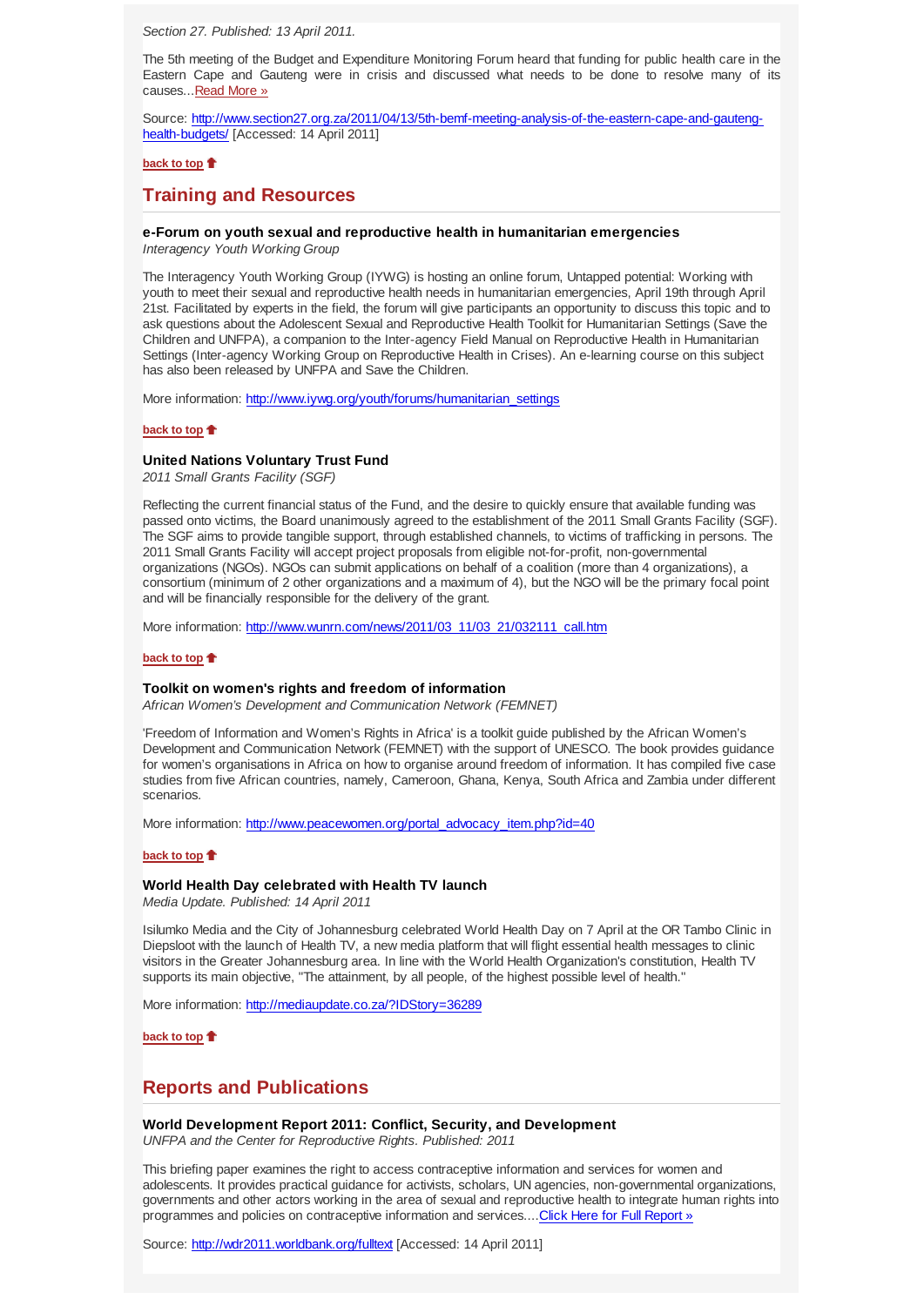*Section 27. Published: 13 April 2011.*

The 5th meeting of the Budget and Expenditure Monitoring Forum heard that funding for public health care in the Eastern Cape and Gauteng were in crisis and discussed what needs to be done to resolve many of its causes...[Read More »](http://www.section27.org.za/2011/04/13/5th-bemf-meeting-analysis-of-the-eastern-cape-and-gauteng-health-budgets/)

Source: [http://www.section27.org.za/2011/04/13/5th-bemf-meeting-analysis-of-the-eastern-cape-and-gauteng-health-budgets/](http://www.section27.org.za/2011/04/13/5th-bemf-meeting-analysis-of-the-eastern-cape-and-gauteng-health-budgets/) [Accessed: 14 April 2011]

**back to top**

## Training and Resources

### e-Forum on youth sexual and reproductive health in humanitarian emergencies

*Interagency Youth Working Group*

The Interagency Youth Working Group (IYWG) is hosting an online forum, Untapped potential: Working with youth to meet their sexual and reproductive health needs in humanitarian emergencies, April 19th through April 21st. Facilitated by experts in the field, the forum will give participants an opportunity to discuss this topic and to ask questions about the Adolescent Sexual and Reproductive Health Toolkit for Humanitarian Settings (Save the Children and UNFPA), a companion to the Inter-agency Field Manual on Reproductive Health in Humanitarian Settings (Inter-agency Working Group on Reproductive Health in Crises). An e-learning course on this subject has also been released by UNFPA and Save the Children.

More information: [http://www.iywg.org/youth/forums/humanitarian_settings](http://www.iywg.org/youth/forums/humanitarian_settings)

**back to top**

### United Nations Voluntary Trust Fund

*2011 Small Grants Facility (SGF)*

Reflecting the current financial status of the Fund, and the desire to quickly ensure that available funding was passed onto victims, the Board unanimously agreed to the establishment of the 2011 Small Grants Facility (SGF). The SGF aims to provide tangible support, through established channels, to victims of trafficking in persons. The 2011 Small Grants Facility will accept project proposals from eligible not-for-profit, non-governmental organizations (NGOs). NGOs can submit applications on behalf of a coalition (more than 4 organizations), a consortium (minimum of 2 other organizations and a maximum of 4), but the NGO will be the primary focal point and will be financially responsible for the delivery of the grant.

More information: [http://www.wunrn.com/news/2011/03_11/03_21/032111_call.htm](http://www.wunrn.com/news/2011/03_11/03_21/032111_call.htm)

**back to top**

### Toolkit on women's rights and freedom of information

*African Women's Development and Communication Network (FEMNET)*

'Freedom of Information and Women's Rights in Africa' is a toolkit guide published by the African Women's Development and Communication Network (FEMNET) with the support of UNESCO. The book provides guidance for women's organisations in Africa on how to organise around freedom of information. It has compiled five case studies from five African countries, namely, Cameroon, Ghana, Kenya, South Africa and Zambia under different scenarios.

More information: [http://www.peacewomen.org/portal_advocacy_item.php?id=40](http://www.peacewomen.org/portal_advocacy_item.php?id=40)

**back to top**

### World Health Day celebrated with Health TV launch

*Media Update. Published: 14 April 2011*

Isilumko Media and the City of Johannesburg celebrated World Health Day on 7 April at the OR Tambo Clinic in Diepsloot with the launch of Health TV, a new media platform that will flight essential health messages to clinic visitors in the Greater Johannesburg area. In line with the World Health Organization's constitution, Health TV supports its main objective, "The attainment, by all people, of the highest possible level of health."

More information: [http://mediaupdate.co.za/?IDStory=36289](http://mediaupdate.co.za/?IDStory=36289)

**back to top**

## Reports and Publications

### World Development Report 2011: Conflict, Security, and Development

*UNFPA and the Center for Reproductive Rights. Published: 2011*

This briefing paper examines the right to access contraceptive information and services for women and adolescents. It provides practical guidance for activists, scholars, UN agencies, non-governmental organizations, governments and other actors working in the area of sexual and reproductive health to integrate human rights into programmes and policies on contraceptive information and services....[Click Here for Full Report »](http://wdr2011.worldbank.org/fulltext)

Source: [http://wdr2011.worldbank.org/fulltext](http://wdr2011.worldbank.org/fulltext) [Accessed: 14 April 2011]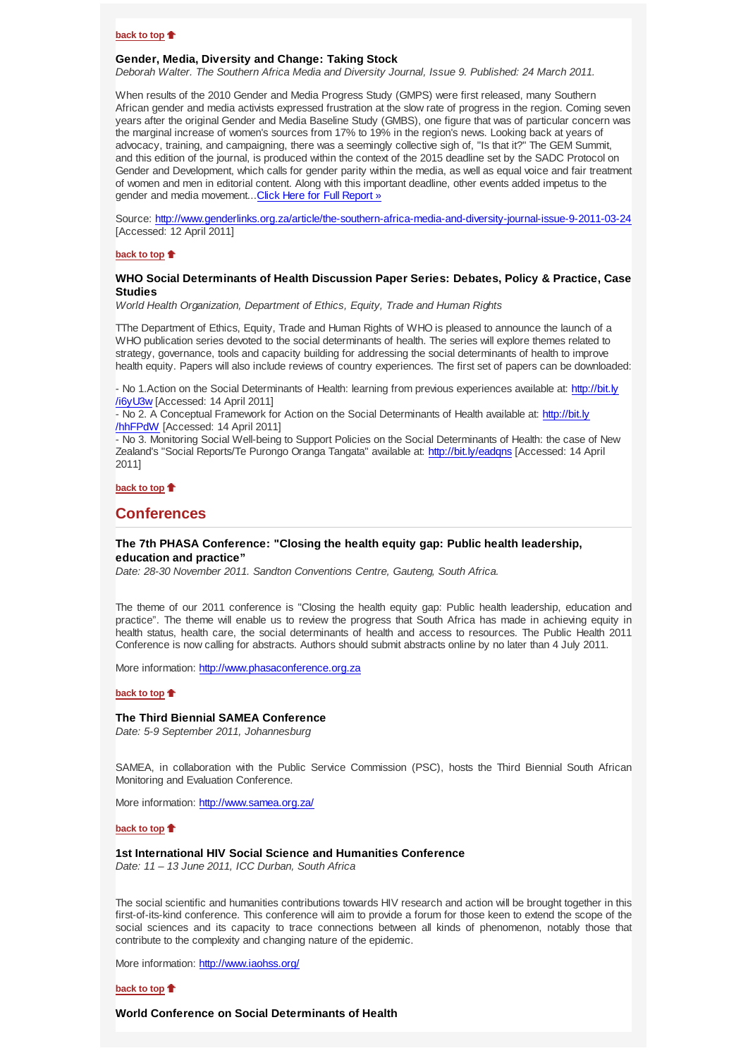**back to top**

### Gender, Media, Diversity and Change: Taking Stock

*Deborah Walter. The Southern Africa Media and Diversity Journal, Issue 9. Published: 24 March 2011.*

When results of the 2010 Gender and Media Progress Study (GMPS) were first released, many Southern African gender and media activists expressed frustration at the slow rate of progress in the region. Coming seven years after the original Gender and Media Baseline Study (GMBS), one figure that was of particular concern was the marginal increase of women's sources from 17% to 19% in the region's news. Looking back at years of advocacy, training, and campaigning, there was a seemingly collective sigh of, "Is that it?" The GEM Summit, and this edition of the journal, is produced within the context of the 2015 deadline set by the SADC Protocol on Gender and Development, which calls for gender parity within the media, as well as equal voice and fair treatment of women and men in editorial content. Along with this important deadline, other events added impetus to the gender and media movement...Click Here for Full Report »

Source: http://www.genderlinks.org.za/article/the-southern-africa-media-and-diversity-journal-issue-9-2011-03-24 [Accessed: 12 April 2011]

**back to top**

### WHO Social Determinants of Health Discussion Paper Series: Debates, Policy & Practice, Case Studies

*World Health Organization, Department of Ethics, Equity, Trade and Human Rights*

TThe Department of Ethics, Equity, Trade and Human Rights of WHO is pleased to announce the launch of a WHO publication series devoted to the social determinants of health. The series will explore themes related to strategy, governance, tools and capacity building for addressing the social determinants of health to improve health equity. Papers will also include reviews of country experiences. The first set of papers can be downloaded:

- No 1.Action on the Social Determinants of Health: learning from previous experiences available at: http://bit.ly/i6yU3w [Accessed: 14 April 2011]
- No 2. A Conceptual Framework for Action on the Social Determinants of Health available at: http://bit.ly/hhFPdW [Accessed: 14 April 2011]
- No 3. Monitoring Social Well-being to Support Policies on the Social Determinants of Health: the case of New Zealand's "Social Reports/Te Purongo Oranga Tangata" available at: http://bit.ly/eadqns [Accessed: 14 April 2011]

**back to top**

## Conferences

### The 7th PHASA Conference: "Closing the health equity gap: Public health leadership, education and practice"

*Date: 28-30 November 2011. Sandton Conventions Centre, Gauteng, South Africa.*

The theme of our 2011 conference is "Closing the health equity gap: Public health leadership, education and practice". The theme will enable us to review the progress that South Africa has made in achieving equity in health status, health care, the social determinants of health and access to resources. The Public Health 2011 Conference is now calling for abstracts. Authors should submit abstracts online by no later than 4 July 2011.

More information: http://www.phasaconference.org.za

**back to top**

### The Third Biennial SAMEA Conference

*Date: 5-9 September 2011, Johannesburg*

SAMEA, in collaboration with the Public Service Commission (PSC), hosts the Third Biennial South African Monitoring and Evaluation Conference.

More information: http://www.samea.org.za/

**back to top**

### 1st International HIV Social Science and Humanities Conference

*Date: 11 – 13 June 2011, ICC Durban, South Africa*

The social scientific and humanities contributions towards HIV research and action will be brought together in this first-of-its-kind conference. This conference will aim to provide a forum for those keen to extend the scope of the social sciences and its capacity to trace connections between all kinds of phenomenon, notably those that contribute to the complexity and changing nature of the epidemic.

More information: http://www.iaohss.org/

**back to top**

### World Conference on Social Determinants of Health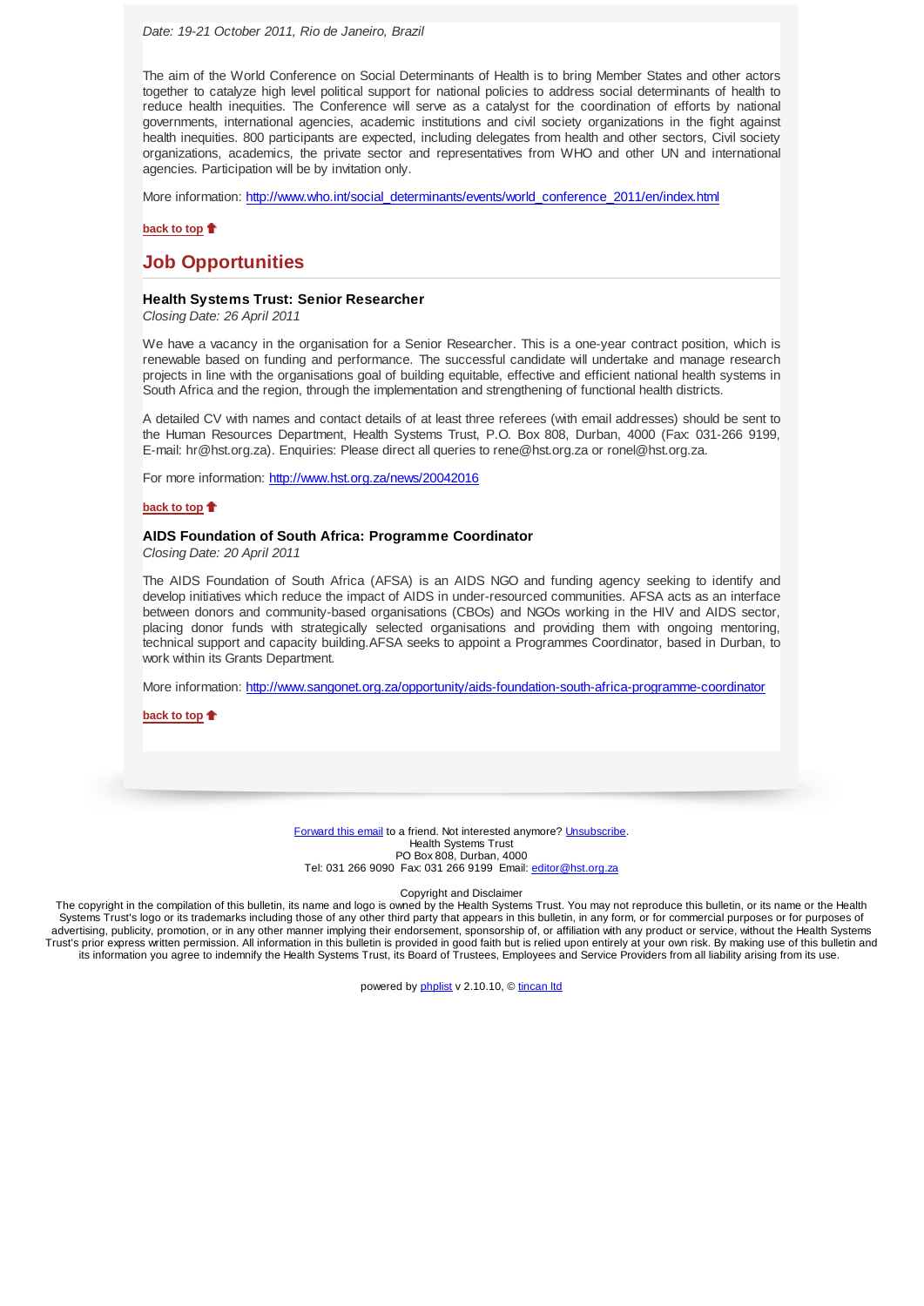*Date: 19-21 October 2011, Rio de Janeiro, Brazil*

The aim of the World Conference on Social Determinants of Health is to bring Member States and other actors together to catalyze high level political support for national policies to address social determinants of health to reduce health inequities. The Conference will serve as a catalyst for the coordination of efforts by national governments, international agencies, academic institutions and civil society organizations in the fight against health inequities. 800 participants are expected, including delegates from health and other sectors, Civil society organizations, academics, the private sector and representatives from WHO and other UN and international agencies. Participation will be by invitation only.

More information: http://www.who.int/social_determinants/events/world_conference_2011/en/index.html

**back to top**

## Job Opportunities

### Health Systems Trust: Senior Researcher

*Closing Date: 26 April 2011*

We have a vacancy in the organisation for a Senior Researcher. This is a one-year contract position, which is renewable based on funding and performance. The successful candidate will undertake and manage research projects in line with the organisations goal of building equitable, effective and efficient national health systems in South Africa and the region, through the implementation and strengthening of functional health districts.

A detailed CV with names and contact details of at least three referees (with email addresses) should be sent to the Human Resources Department, Health Systems Trust, P.O. Box 808, Durban, 4000 (Fax: 031-266 9199, E-mail: hr@hst.org.za). Enquiries: Please direct all queries to rene@hst.org.za or ronel@hst.org.za.

For more information: http://www.hst.org.za/news/20042016

**back to top**

### AIDS Foundation of South Africa: Programme Coordinator

*Closing Date: 20 April 2011*

The AIDS Foundation of South Africa (AFSA) is an AIDS NGO and funding agency seeking to identify and develop initiatives which reduce the impact of AIDS in under-resourced communities. AFSA acts as an interface between donors and community-based organisations (CBOs) and NGOs working in the HIV and AIDS sector, placing donor funds with strategically selected organisations and providing them with ongoing mentoring, technical support and capacity building.AFSA seeks to appoint a Programmes Coordinator, based in Durban, to work within its Grants Department.

More information: http://www.sangonet.org.za/opportunity/aids-foundation-south-africa-programme-coordinator

**back to top**

Forward this email to a friend. Not interested anymore? Unsubscribe.
Health Systems Trust
PO Box 808, Durban, 4000
Tel: 031 266 9090 Fax: 031 266 9199 Email: editor@hst.org.za

Copyright and Disclaimer
The copyright in the compilation of this bulletin, its name and logo is owned by the Health Systems Trust. You may not reproduce this bulletin, or its name or the Health Systems Trust's logo or its trademarks including those of any other third party that appears in this bulletin, in any form, or for commercial purposes or for purposes of advertising, publicity, promotion, or in any other manner implying their endorsement, sponsorship of, or affiliation with any product or service, without the Health Systems Trust's prior express written permission. All information in this bulletin is provided in good faith but is relied upon entirely at your own risk. By making use of this bulletin and its information you agree to indemnify the Health Systems Trust, its Board of Trustees, Employees and Service Providers from all liability arising from its use.

powered by phplist v 2.10.10, © tincan ltd